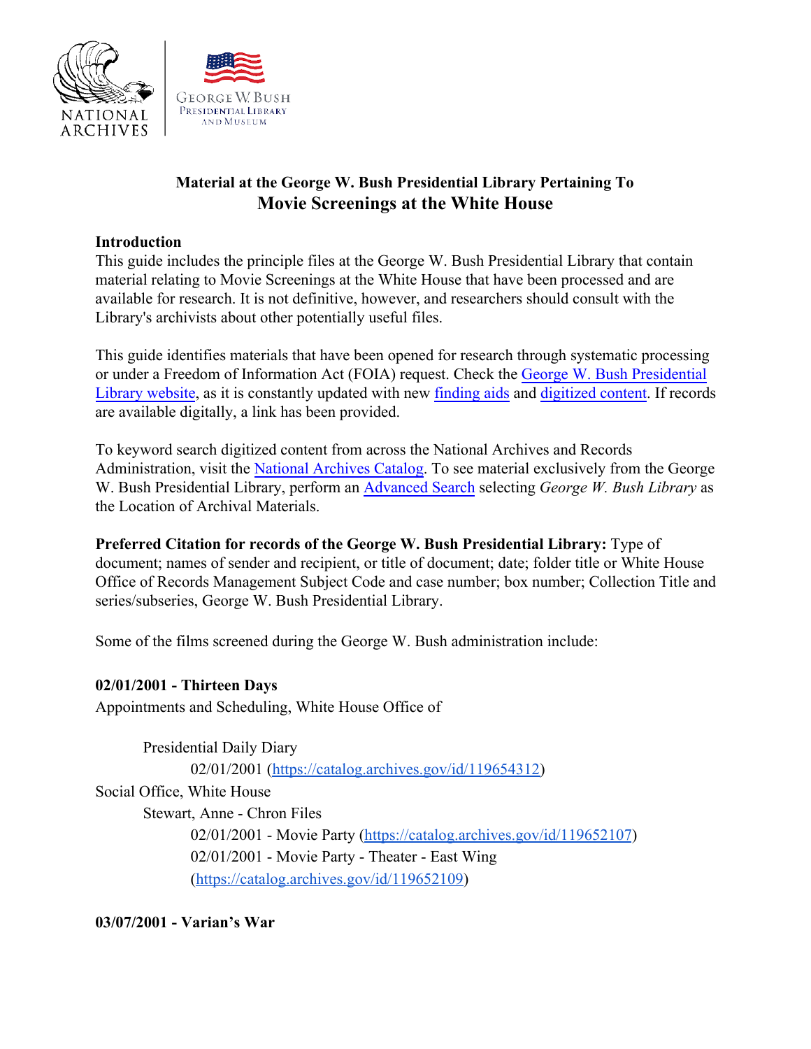## Material at the George W. Bush Presidential Library Pertaining To
# Movie Screenings at the White House

**Introduction**

This guide includes the principle files at the George W. Bush Presidential Library that contain material relating to Movie Screenings at the White House that have been processed and are available for research. It is not definitive, however, and researchers should consult with the Library's archivists about other potentially useful files.

This guide identifies materials that have been opened for research through systematic processing or under a Freedom of Information Act (FOIA) request. Check the George W. Bush Presidential Library website, as it is constantly updated with new finding aids and digitized content. If records are available digitally, a link has been provided.

To keyword search digitized content from across the National Archives and Records Administration, visit the National Archives Catalog. To see material exclusively from the George W. Bush Presidential Library, perform an Advanced Search selecting *George W. Bush Library* as the Location of Archival Materials.

**Preferred Citation for records of the George W. Bush Presidential Library:** Type of document; names of sender and recipient, or title of document; date; folder title or White House Office of Records Management Subject Code and case number; box number; Collection Title and series/subseries, George W. Bush Presidential Library.

Some of the films screened during the George W. Bush administration include:

**02/01/2001 - Thirteen Days**

Appointments and Scheduling, White House Office of

- Presidential Daily Diary
  - 02/01/2001 (https://catalog.archives.gov/id/119654312)

Social Office, White House

- Stewart, Anne - Chron Files
  - 02/01/2001 - Movie Party (https://catalog.archives.gov/id/119652107)
  - 02/01/2001 - Movie Party - Theater - East Wing (https://catalog.archives.gov/id/119652109)

**03/07/2001 - Varian's War**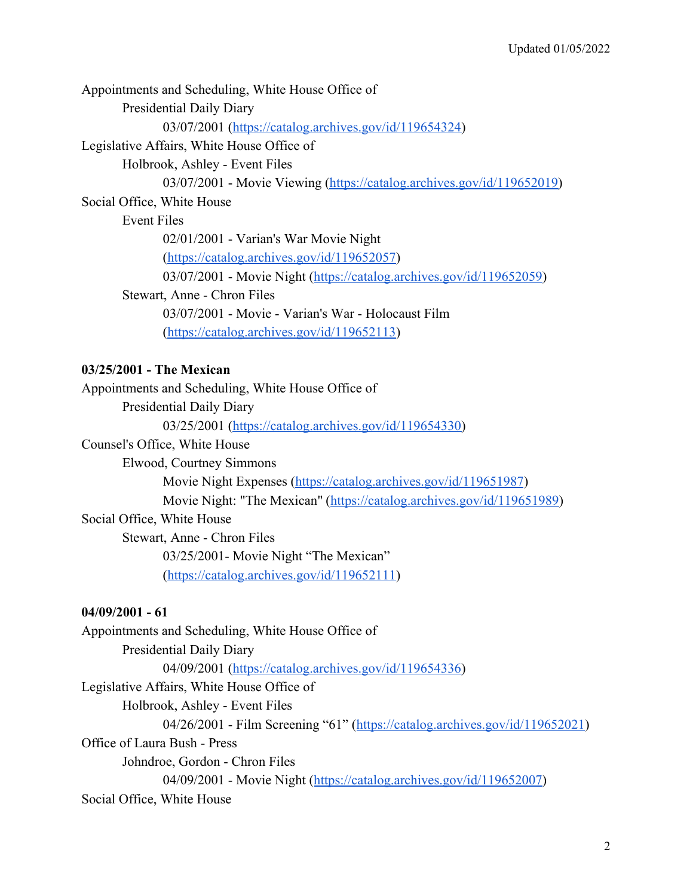Appointments and Scheduling, White House Office of

- Presidential Daily Diary
  - 03/07/2001 (https://catalog.archives.gov/id/119654324)

Legislative Affairs, White House Office of

- Holbrook, Ashley - Event Files
  - 03/07/2001 - Movie Viewing (https://catalog.archives.gov/id/119652019)

Social Office, White House

- Event Files
  - 02/01/2001 - Varian's War Movie Night (https://catalog.archives.gov/id/119652057)
  - 03/07/2001 - Movie Night (https://catalog.archives.gov/id/119652059)
- Stewart, Anne - Chron Files
  - 03/07/2001 - Movie - Varian's War - Holocaust Film (https://catalog.archives.gov/id/119652113)

**03/25/2001 - The Mexican**

Appointments and Scheduling, White House Office of

- Presidential Daily Diary
  - 03/25/2001 (https://catalog.archives.gov/id/119654330)

Counsel's Office, White House

- Elwood, Courtney Simmons
  - Movie Night Expenses (https://catalog.archives.gov/id/119651987)
  - Movie Night: "The Mexican" (https://catalog.archives.gov/id/119651989)

Social Office, White House

- Stewart, Anne - Chron Files
  - 03/25/2001- Movie Night "The Mexican" (https://catalog.archives.gov/id/119652111)

**04/09/2001 - 61**

Appointments and Scheduling, White House Office of

- Presidential Daily Diary
  - 04/09/2001 (https://catalog.archives.gov/id/119654336)

Legislative Affairs, White House Office of

- Holbrook, Ashley - Event Files
  - 04/26/2001 - Film Screening "61" (https://catalog.archives.gov/id/119652021)

Office of Laura Bush - Press

- Johndroe, Gordon - Chron Files
  - 04/09/2001 - Movie Night (https://catalog.archives.gov/id/119652007)

Social Office, White House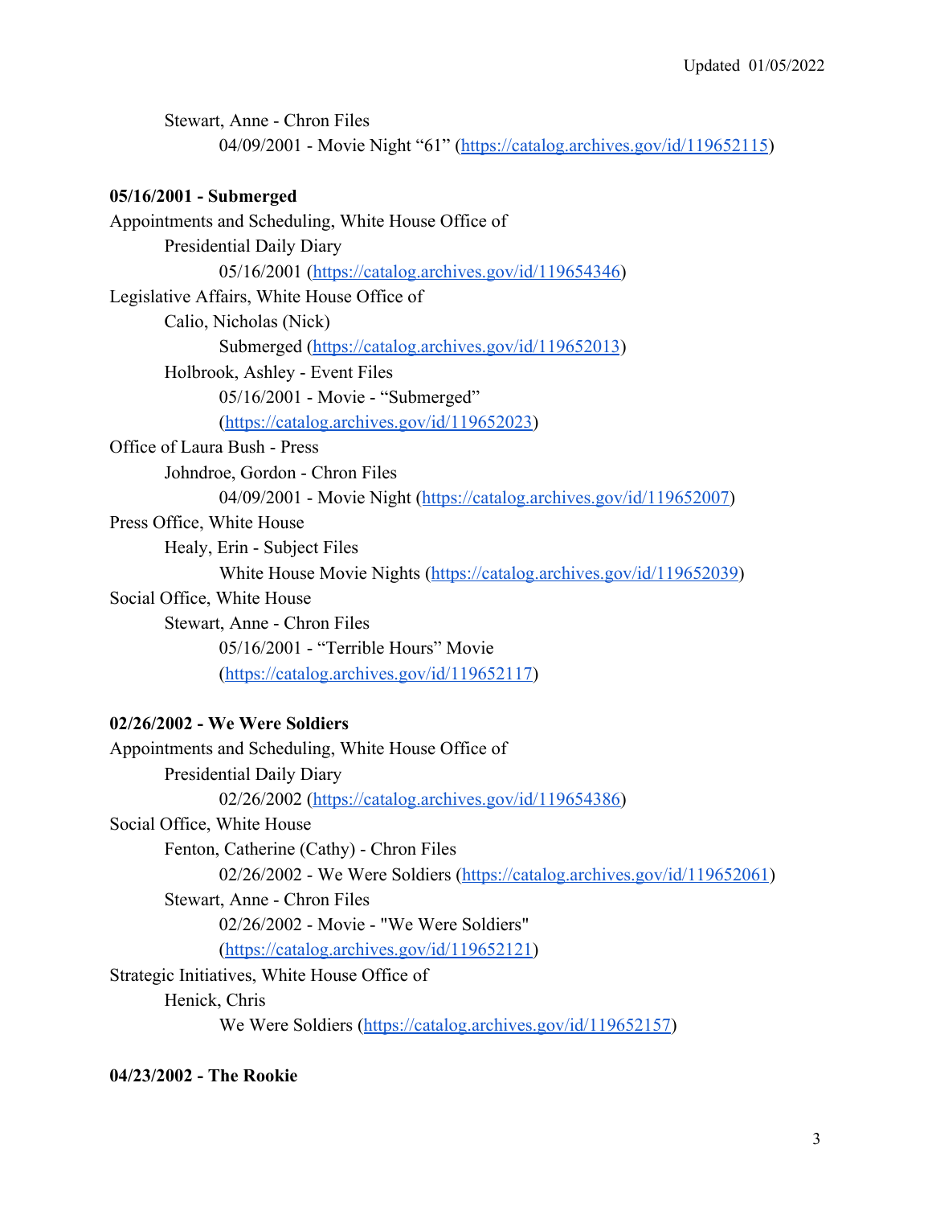Stewart, Anne - Chron Files

04/09/2001 - Movie Night “61” (https://catalog.archives.gov/id/119652115)

**05/16/2001 - Submerged**

Appointments and Scheduling, White House Office of

Presidential Daily Diary

05/16/2001 (https://catalog.archives.gov/id/119654346)

Legislative Affairs, White House Office of

Calio, Nicholas (Nick)

Submerged (https://catalog.archives.gov/id/119652013)

Holbrook, Ashley - Event Files

05/16/2001 - Movie - “Submerged” (https://catalog.archives.gov/id/119652023)

Office of Laura Bush - Press

Johndroe, Gordon - Chron Files

04/09/2001 - Movie Night (https://catalog.archives.gov/id/119652007)

Press Office, White House

Healy, Erin - Subject Files

White House Movie Nights (https://catalog.archives.gov/id/119652039)

Social Office, White House

Stewart, Anne - Chron Files

05/16/2001 - “Terrible Hours” Movie (https://catalog.archives.gov/id/119652117)

**02/26/2002 - We Were Soldiers**

Appointments and Scheduling, White House Office of

Presidential Daily Diary

02/26/2002 (https://catalog.archives.gov/id/119654386)

Social Office, White House

Fenton, Catherine (Cathy) - Chron Files

02/26/2002 - We Were Soldiers (https://catalog.archives.gov/id/119652061)

Stewart, Anne - Chron Files

02/26/2002 - Movie - "We Were Soldiers" (https://catalog.archives.gov/id/119652121)

Strategic Initiatives, White House Office of

Henick, Chris

We Were Soldiers (https://catalog.archives.gov/id/119652157)

**04/23/2002 - The Rookie**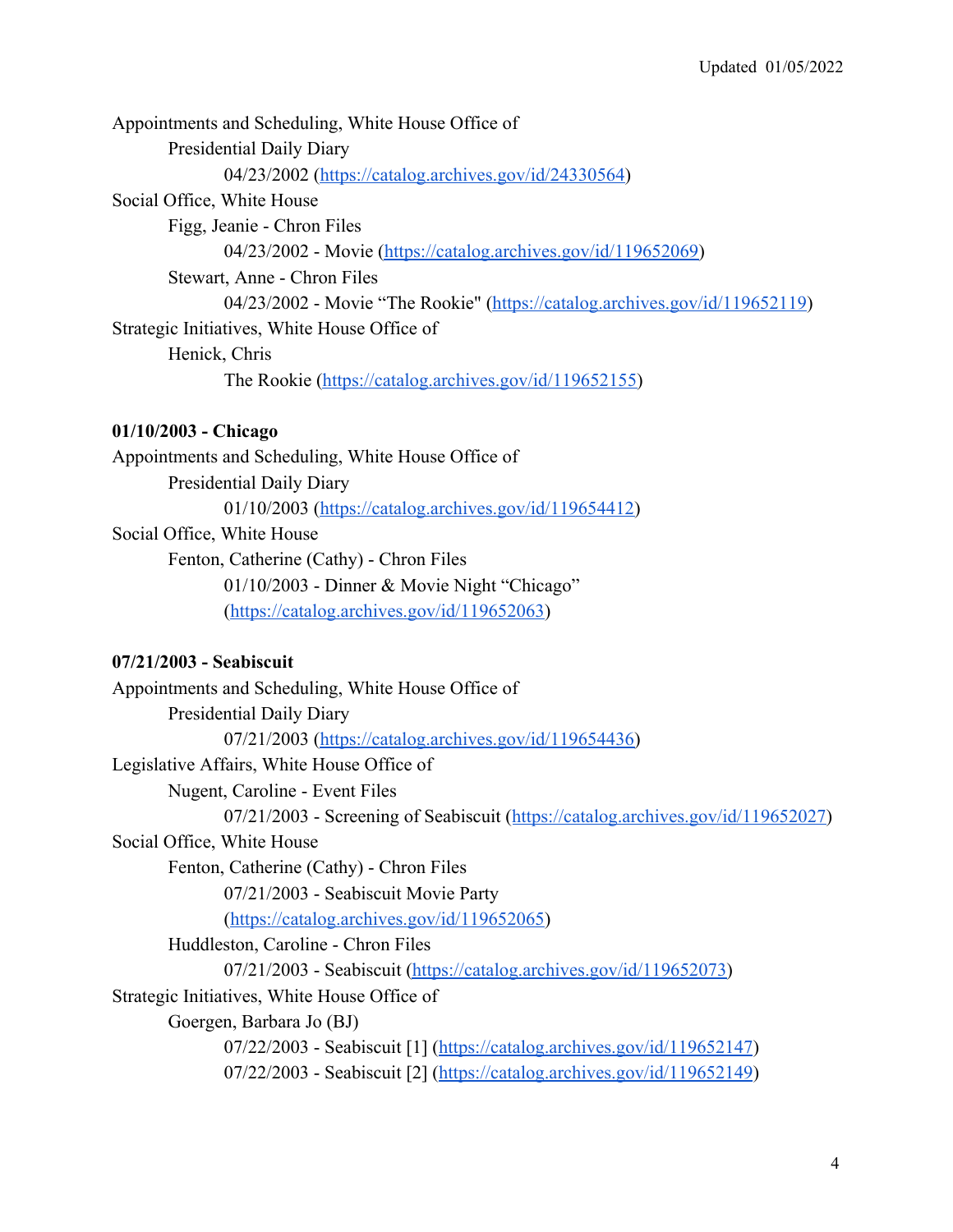Appointments and Scheduling, White House Office of

    Presidential Daily Diary

        04/23/2002 (https://catalog.archives.gov/id/24330564)

Social Office, White House

    Figg, Jeanie - Chron Files

        04/23/2002 - Movie (https://catalog.archives.gov/id/119652069)

    Stewart, Anne - Chron Files

        04/23/2002 - Movie “The Rookie" (https://catalog.archives.gov/id/119652119)

Strategic Initiatives, White House Office of

    Henick, Chris

        The Rookie (https://catalog.archives.gov/id/119652155)

**01/10/2003 - Chicago**

Appointments and Scheduling, White House Office of

    Presidential Daily Diary

        01/10/2003 (https://catalog.archives.gov/id/119654412)

Social Office, White House

    Fenton, Catherine (Cathy) - Chron Files

        01/10/2003 - Dinner & Movie Night “Chicago” (https://catalog.archives.gov/id/119652063)

**07/21/2003 - Seabiscuit**

Appointments and Scheduling, White House Office of

    Presidential Daily Diary

        07/21/2003 (https://catalog.archives.gov/id/119654436)

Legislative Affairs, White House Office of

    Nugent, Caroline - Event Files

        07/21/2003 - Screening of Seabiscuit (https://catalog.archives.gov/id/119652027)

Social Office, White House

    Fenton, Catherine (Cathy) - Chron Files

        07/21/2003 - Seabiscuit Movie Party (https://catalog.archives.gov/id/119652065)

    Huddleston, Caroline - Chron Files

        07/21/2003 - Seabiscuit (https://catalog.archives.gov/id/119652073)

Strategic Initiatives, White House Office of

    Goergen, Barbara Jo (BJ)

        07/22/2003 - Seabiscuit [1] (https://catalog.archives.gov/id/119652147)

        07/22/2003 - Seabiscuit [2] (https://catalog.archives.gov/id/119652149)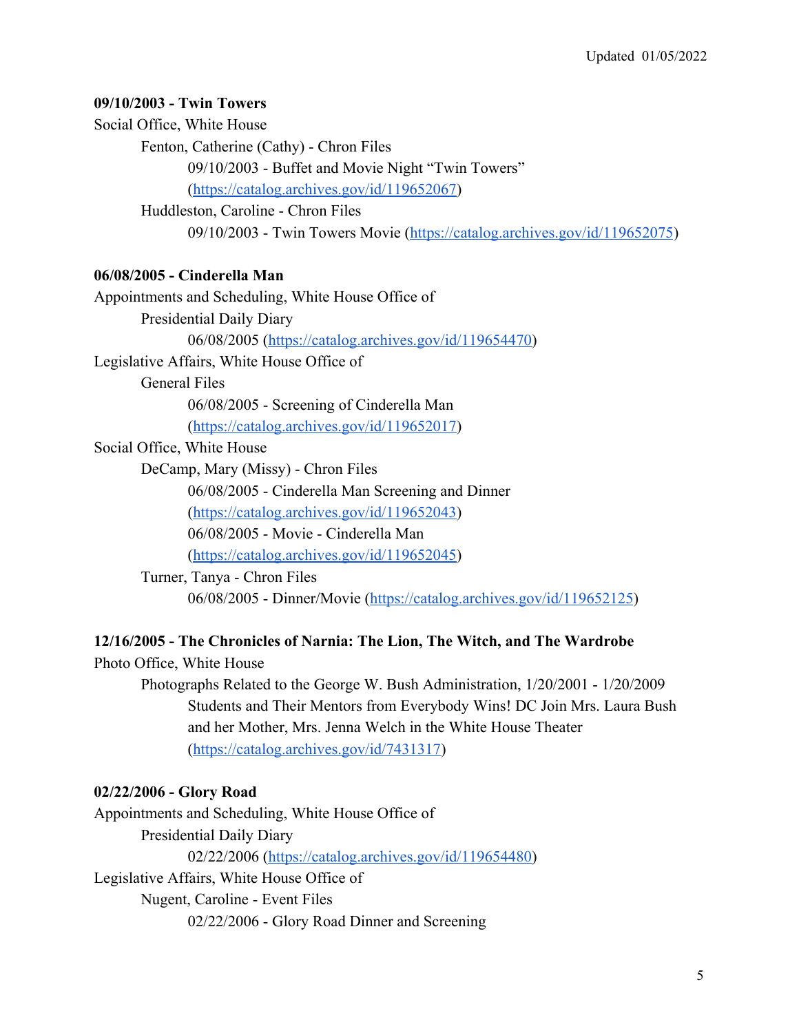**09/10/2003 - Twin Towers**

Social Office, White House

- Fenton, Catherine (Cathy) - Chron Files
  - 09/10/2003 - Buffet and Movie Night "Twin Towers" (https://catalog.archives.gov/id/119652067)
- Huddleston, Caroline - Chron Files
  - 09/10/2003 - Twin Towers Movie (https://catalog.archives.gov/id/119652075)

**06/08/2005 - Cinderella Man**

Appointments and Scheduling, White House Office of

- Presidential Daily Diary
  - 06/08/2005 (https://catalog.archives.gov/id/119654470)

Legislative Affairs, White House Office of

- General Files
  - 06/08/2005 - Screening of Cinderella Man (https://catalog.archives.gov/id/119652017)

Social Office, White House

- DeCamp, Mary (Missy) - Chron Files
  - 06/08/2005 - Cinderella Man Screening and Dinner (https://catalog.archives.gov/id/119652043)
  - 06/08/2005 - Movie - Cinderella Man (https://catalog.archives.gov/id/119652045)
- Turner, Tanya - Chron Files
  - 06/08/2005 - Dinner/Movie (https://catalog.archives.gov/id/119652125)

**12/16/2005 - The Chronicles of Narnia: The Lion, The Witch, and The Wardrobe**

Photo Office, White House

- Photographs Related to the George W. Bush Administration, 1/20/2001 - 1/20/2009
  - Students and Their Mentors from Everybody Wins! DC Join Mrs. Laura Bush and her Mother, Mrs. Jenna Welch in the White House Theater (https://catalog.archives.gov/id/7431317)

**02/22/2006 - Glory Road**

Appointments and Scheduling, White House Office of

- Presidential Daily Diary
  - 02/22/2006 (https://catalog.archives.gov/id/119654480)

Legislative Affairs, White House Office of

- Nugent, Caroline - Event Files
  - 02/22/2006 - Glory Road Dinner and Screening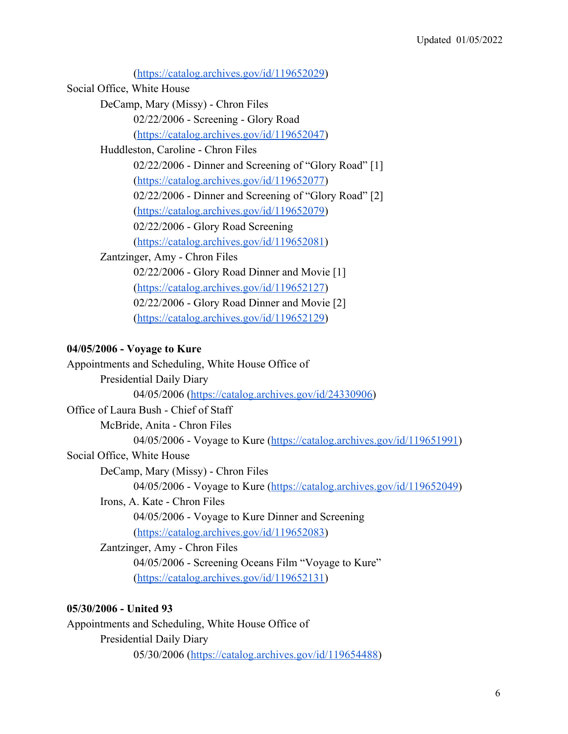(https://catalog.archives.gov/id/119652029)

Social Office, White House

- DeCamp, Mary (Missy) - Chron Files
  - 02/22/2006 - Screening - Glory Road (https://catalog.archives.gov/id/119652047)
- Huddleston, Caroline - Chron Files
  - 02/22/2006 - Dinner and Screening of "Glory Road" [1] (https://catalog.archives.gov/id/119652077)
  - 02/22/2006 - Dinner and Screening of "Glory Road" [2] (https://catalog.archives.gov/id/119652079)
  - 02/22/2006 - Glory Road Screening (https://catalog.archives.gov/id/119652081)
- Zantzinger, Amy - Chron Files
  - 02/22/2006 - Glory Road Dinner and Movie [1] (https://catalog.archives.gov/id/119652127)
  - 02/22/2006 - Glory Road Dinner and Movie [2] (https://catalog.archives.gov/id/119652129)

**04/05/2006 - Voyage to Kure**

Appointments and Scheduling, White House Office of

- Presidential Daily Diary
  - 04/05/2006 (https://catalog.archives.gov/id/24330906)

Office of Laura Bush - Chief of Staff

- McBride, Anita - Chron Files
  - 04/05/2006 - Voyage to Kure (https://catalog.archives.gov/id/119651991)

Social Office, White House

- DeCamp, Mary (Missy) - Chron Files
  - 04/05/2006 - Voyage to Kure (https://catalog.archives.gov/id/119652049)
- Irons, A. Kate - Chron Files
  - 04/05/2006 - Voyage to Kure Dinner and Screening (https://catalog.archives.gov/id/119652083)
- Zantzinger, Amy - Chron Files
  - 04/05/2006 - Screening Oceans Film "Voyage to Kure" (https://catalog.archives.gov/id/119652131)

**05/30/2006 - United 93**

Appointments and Scheduling, White House Office of

- Presidential Daily Diary
  - 05/30/2006 (https://catalog.archives.gov/id/119654488)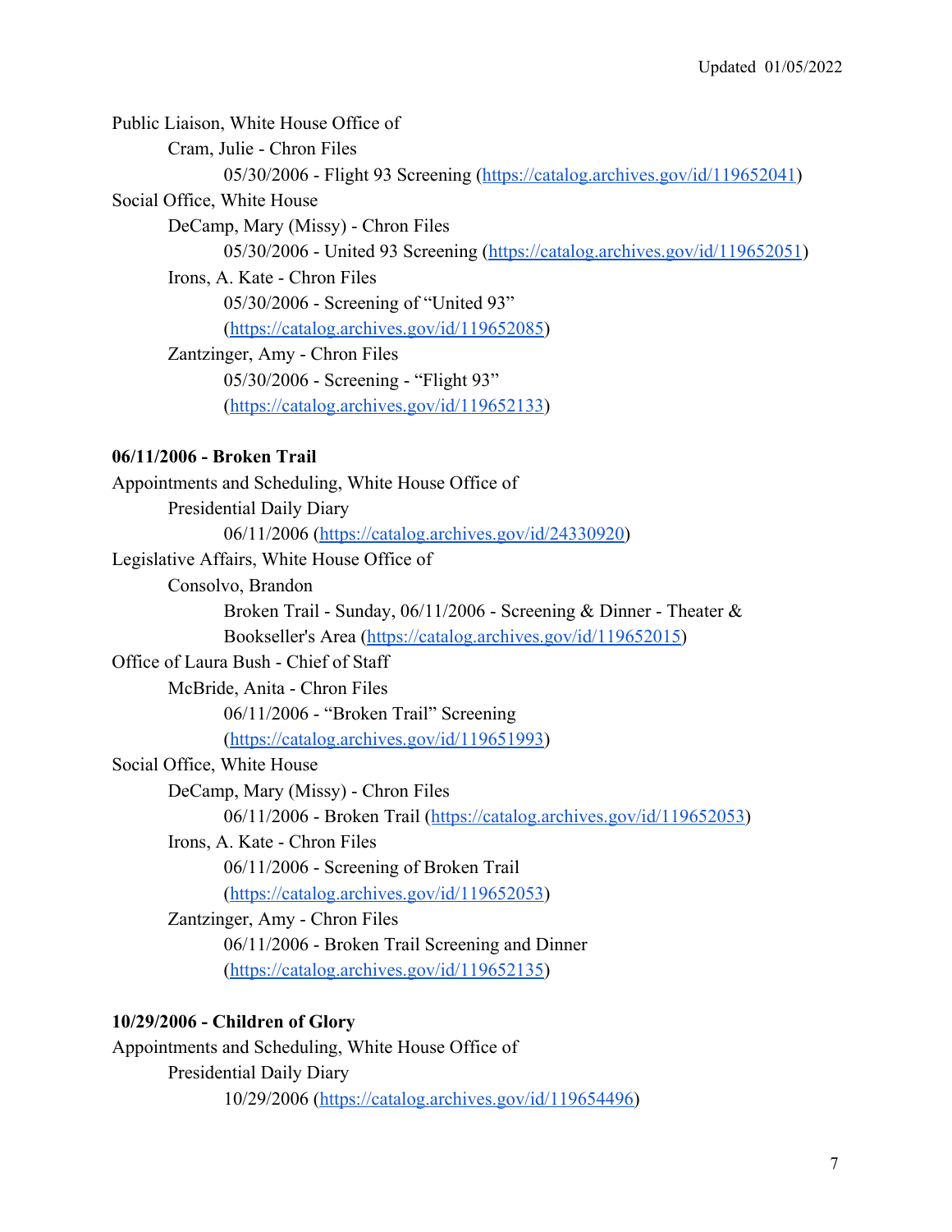Public Liaison, White House Office of

- Cram, Julie - Chron Files
    - 05/30/2006 - Flight 93 Screening (https://catalog.archives.gov/id/119652041)

Social Office, White House

- DeCamp, Mary (Missy) - Chron Files
    - 05/30/2006 - United 93 Screening (https://catalog.archives.gov/id/119652051)
- Irons, A. Kate - Chron Files
    - 05/30/2006 - Screening of "United 93" (https://catalog.archives.gov/id/119652085)
- Zantzinger, Amy - Chron Files
    - 05/30/2006 - Screening - "Flight 93" (https://catalog.archives.gov/id/119652133)

**06/11/2006 - Broken Trail**

Appointments and Scheduling, White House Office of

- Presidential Daily Diary
    - 06/11/2006 (https://catalog.archives.gov/id/24330920)

Legislative Affairs, White House Office of

- Consolvo, Brandon
    - Broken Trail - Sunday, 06/11/2006 - Screening & Dinner - Theater & Bookseller's Area (https://catalog.archives.gov/id/119652015)

Office of Laura Bush - Chief of Staff

- McBride, Anita - Chron Files
    - 06/11/2006 - "Broken Trail" Screening (https://catalog.archives.gov/id/119651993)

Social Office, White House

- DeCamp, Mary (Missy) - Chron Files
    - 06/11/2006 - Broken Trail (https://catalog.archives.gov/id/119652053)
- Irons, A. Kate - Chron Files
    - 06/11/2006 - Screening of Broken Trail (https://catalog.archives.gov/id/119652053)
- Zantzinger, Amy - Chron Files
    - 06/11/2006 - Broken Trail Screening and Dinner (https://catalog.archives.gov/id/119652135)

**10/29/2006 - Children of Glory**

Appointments and Scheduling, White House Office of

- Presidential Daily Diary
    - 10/29/2006 (https://catalog.archives.gov/id/119654496)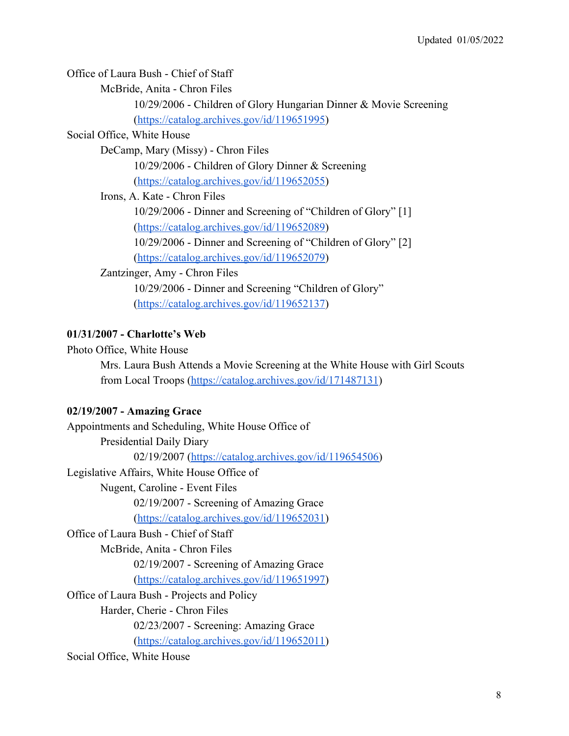Office of Laura Bush - Chief of Staff

McBride, Anita - Chron Files

10/29/2006 - Children of Glory Hungarian Dinner & Movie Screening (https://catalog.archives.gov/id/119651995)

Social Office, White House

DeCamp, Mary (Missy) - Chron Files

10/29/2006 - Children of Glory Dinner & Screening (https://catalog.archives.gov/id/119652055)

Irons, A. Kate - Chron Files

10/29/2006 - Dinner and Screening of “Children of Glory” [1] (https://catalog.archives.gov/id/119652089)

10/29/2006 - Dinner and Screening of “Children of Glory” [2] (https://catalog.archives.gov/id/119652079)

Zantzinger, Amy - Chron Files

10/29/2006 - Dinner and Screening “Children of Glory” (https://catalog.archives.gov/id/119652137)

**01/31/2007 - Charlotte’s Web**

Photo Office, White House

Mrs. Laura Bush Attends a Movie Screening at the White House with Girl Scouts from Local Troops (https://catalog.archives.gov/id/171487131)

**02/19/2007 - Amazing Grace**

Appointments and Scheduling, White House Office of

Presidential Daily Diary

02/19/2007 (https://catalog.archives.gov/id/119654506)

Legislative Affairs, White House Office of

Nugent, Caroline - Event Files

02/19/2007 - Screening of Amazing Grace (https://catalog.archives.gov/id/119652031)

Office of Laura Bush - Chief of Staff

McBride, Anita - Chron Files

02/19/2007 - Screening of Amazing Grace (https://catalog.archives.gov/id/119651997)

Office of Laura Bush - Projects and Policy

Harder, Cherie - Chron Files

02/23/2007 - Screening: Amazing Grace (https://catalog.archives.gov/id/119652011)

Social Office, White House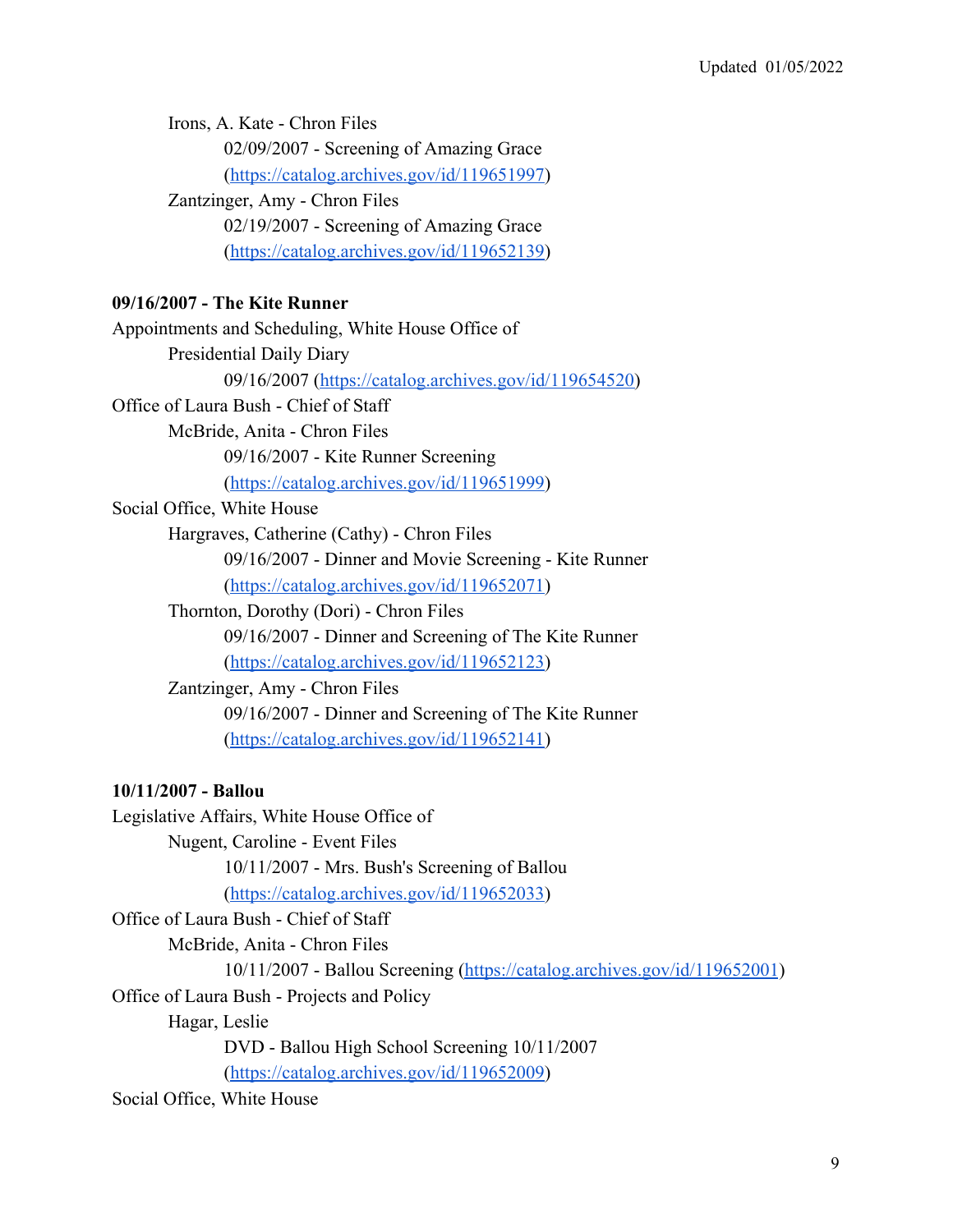Irons, A. Kate - Chron Files

02/09/2007 - Screening of Amazing Grace (https://catalog.archives.gov/id/119651997)

Zantzinger, Amy - Chron Files

02/19/2007 - Screening of Amazing Grace (https://catalog.archives.gov/id/119652139)

**09/16/2007 - The Kite Runner**

Appointments and Scheduling, White House Office of

Presidential Daily Diary

09/16/2007 (https://catalog.archives.gov/id/119654520)

Office of Laura Bush - Chief of Staff

McBride, Anita - Chron Files

09/16/2007 - Kite Runner Screening (https://catalog.archives.gov/id/119651999)

Social Office, White House

Hargraves, Catherine (Cathy) - Chron Files

09/16/2007 - Dinner and Movie Screening - Kite Runner (https://catalog.archives.gov/id/119652071)

Thornton, Dorothy (Dori) - Chron Files

09/16/2007 - Dinner and Screening of The Kite Runner (https://catalog.archives.gov/id/119652123)

Zantzinger, Amy - Chron Files

09/16/2007 - Dinner and Screening of The Kite Runner (https://catalog.archives.gov/id/119652141)

**10/11/2007 - Ballou**

Legislative Affairs, White House Office of

Nugent, Caroline - Event Files

10/11/2007 - Mrs. Bush's Screening of Ballou (https://catalog.archives.gov/id/119652033)

Office of Laura Bush - Chief of Staff

McBride, Anita - Chron Files

10/11/2007 - Ballou Screening (https://catalog.archives.gov/id/119652001)

Office of Laura Bush - Projects and Policy

Hagar, Leslie

DVD - Ballou High School Screening 10/11/2007 (https://catalog.archives.gov/id/119652009)

Social Office, White House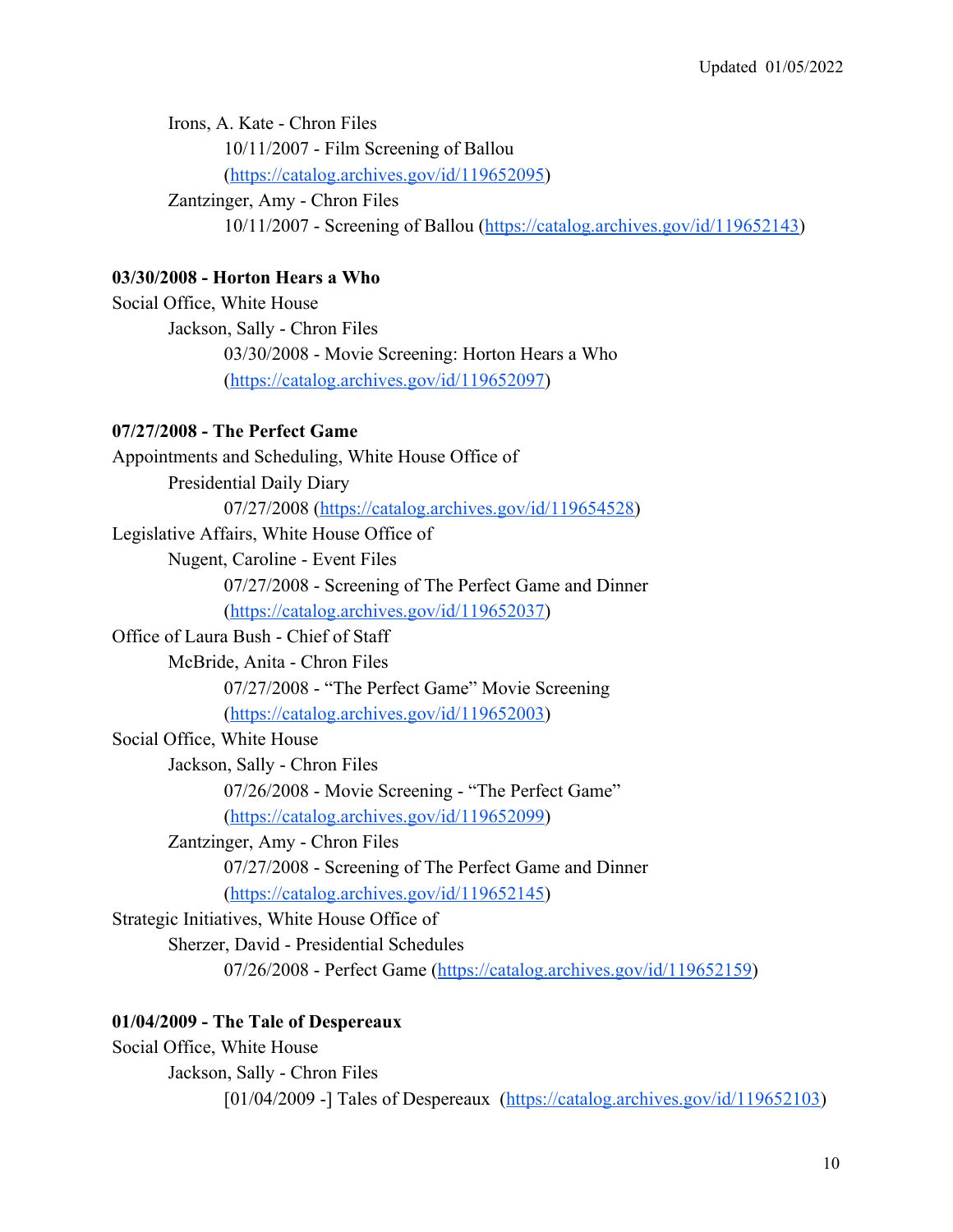Irons, A. Kate - Chron Files

10/11/2007 - Film Screening of Ballou (https://catalog.archives.gov/id/119652095)

Zantzinger, Amy - Chron Files

10/11/2007 - Screening of Ballou (https://catalog.archives.gov/id/119652143)

**03/30/2008 - Horton Hears a Who**

Social Office, White House

Jackson, Sally - Chron Files

03/30/2008 - Movie Screening: Horton Hears a Who (https://catalog.archives.gov/id/119652097)

**07/27/2008 - The Perfect Game**

Appointments and Scheduling, White House Office of

Presidential Daily Diary

07/27/2008 (https://catalog.archives.gov/id/119654528)

Legislative Affairs, White House Office of

Nugent, Caroline - Event Files

07/27/2008 - Screening of The Perfect Game and Dinner (https://catalog.archives.gov/id/119652037)

Office of Laura Bush - Chief of Staff

McBride, Anita - Chron Files

07/27/2008 - “The Perfect Game” Movie Screening (https://catalog.archives.gov/id/119652003)

Social Office, White House

Jackson, Sally - Chron Files

07/26/2008 - Movie Screening - “The Perfect Game” (https://catalog.archives.gov/id/119652099)

Zantzinger, Amy - Chron Files

07/27/2008 - Screening of The Perfect Game and Dinner (https://catalog.archives.gov/id/119652145)

Strategic Initiatives, White House Office of

Sherzer, David - Presidential Schedules

07/26/2008 - Perfect Game (https://catalog.archives.gov/id/119652159)

**01/04/2009 - The Tale of Despereaux**

Social Office, White House

Jackson, Sally - Chron Files

[01/04/2009 -] Tales of Despereaux (https://catalog.archives.gov/id/119652103)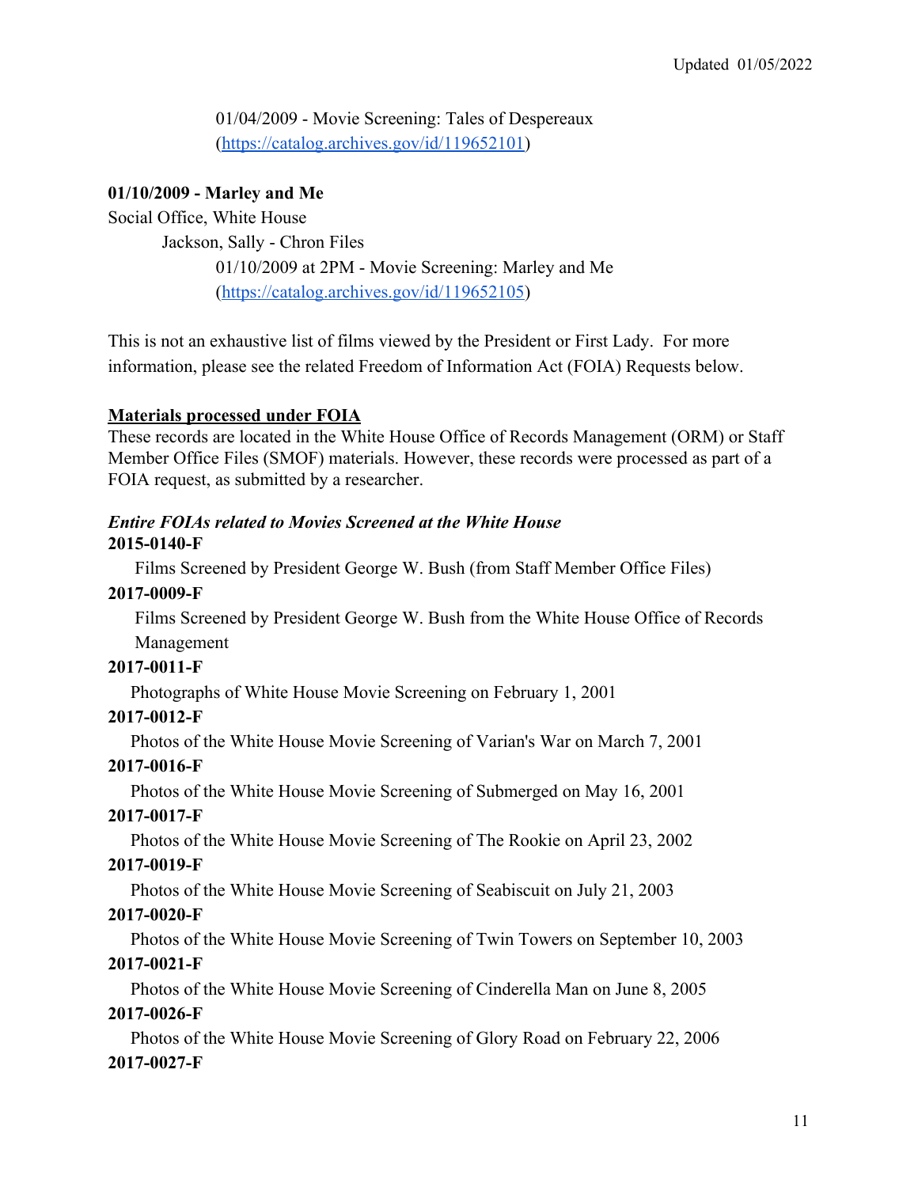01/04/2009 - Movie Screening: Tales of Despereaux
(https://catalog.archives.gov/id/119652101)

**01/10/2009 - Marley and Me**

Social Office, White House

Jackson, Sally - Chron Files

01/10/2009 at 2PM - Movie Screening: Marley and Me
(https://catalog.archives.gov/id/119652105)

This is not an exhaustive list of films viewed by the President or First Lady. For more information, please see the related Freedom of Information Act (FOIA) Requests below.

## Materials processed under FOIA

These records are located in the White House Office of Records Management (ORM) or Staff Member Office Files (SMOF) materials. However, these records were processed as part of a FOIA request, as submitted by a researcher.

### *Entire FOIAs related to Movies Screened at the White House*

**2015-0140-F**

Films Screened by President George W. Bush (from Staff Member Office Files)

**2017-0009-F**

Films Screened by President George W. Bush from the White House Office of Records Management

**2017-0011-F**

Photographs of White House Movie Screening on February 1, 2001

**2017-0012-F**

Photos of the White House Movie Screening of Varian's War on March 7, 2001

**2017-0016-F**

Photos of the White House Movie Screening of Submerged on May 16, 2001

**2017-0017-F**

Photos of the White House Movie Screening of The Rookie on April 23, 2002

**2017-0019-F**

Photos of the White House Movie Screening of Seabiscuit on July 21, 2003

**2017-0020-F**

Photos of the White House Movie Screening of Twin Towers on September 10, 2003

**2017-0021-F**

Photos of the White House Movie Screening of Cinderella Man on June 8, 2005

**2017-0026-F**

Photos of the White House Movie Screening of Glory Road on February 22, 2006

**2017-0027-F**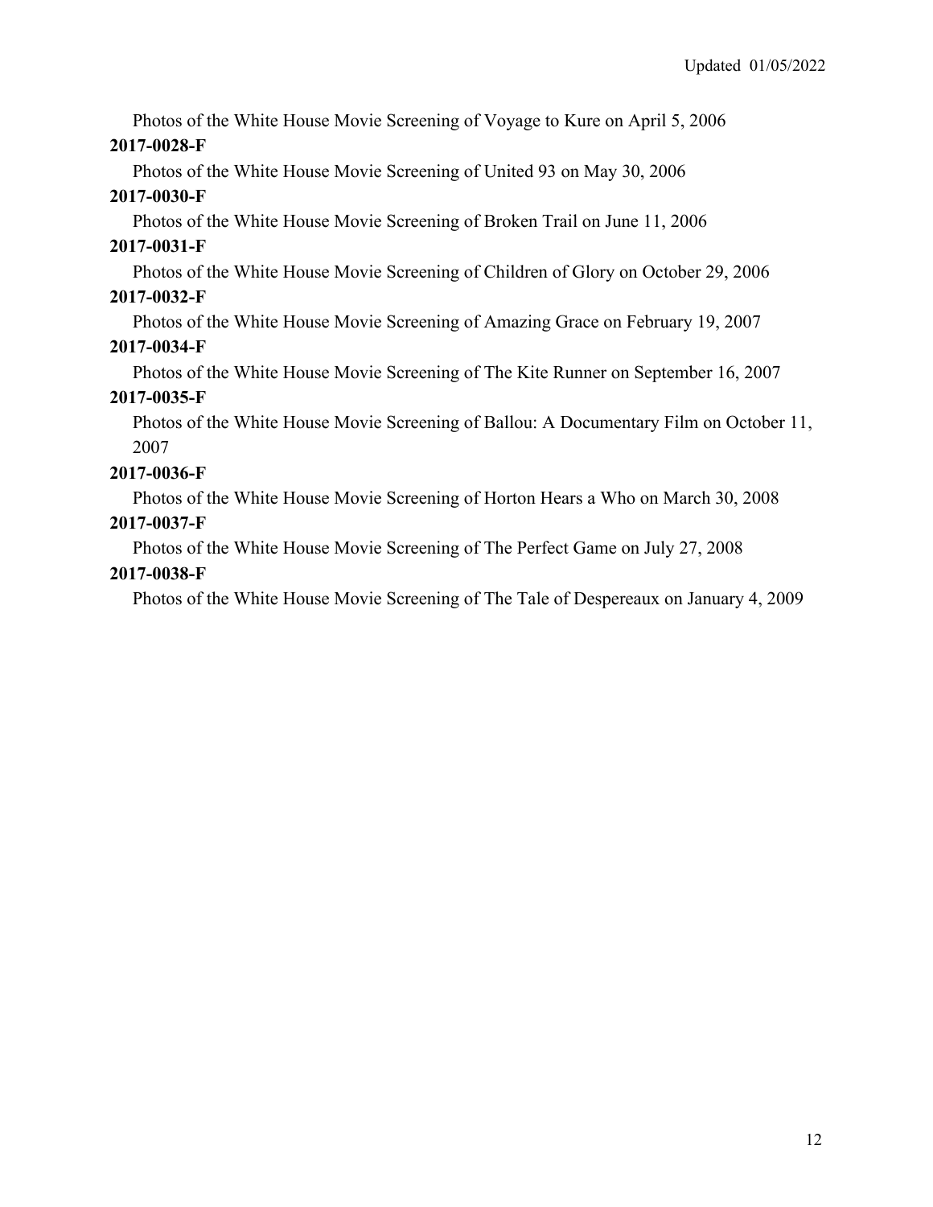Photos of the White House Movie Screening of Voyage to Kure on April 5, 2006

**2017-0028-F**

Photos of the White House Movie Screening of United 93 on May 30, 2006

**2017-0030-F**

Photos of the White House Movie Screening of Broken Trail on June 11, 2006

**2017-0031-F**

Photos of the White House Movie Screening of Children of Glory on October 29, 2006

**2017-0032-F**

Photos of the White House Movie Screening of Amazing Grace on February 19, 2007

**2017-0034-F**

Photos of the White House Movie Screening of The Kite Runner on September 16, 2007

**2017-0035-F**

Photos of the White House Movie Screening of Ballou: A Documentary Film on October 11, 2007

**2017-0036-F**

Photos of the White House Movie Screening of Horton Hears a Who on March 30, 2008

**2017-0037-F**

Photos of the White House Movie Screening of The Perfect Game on July 27, 2008

**2017-0038-F**

Photos of the White House Movie Screening of The Tale of Despereaux on January 4, 2009